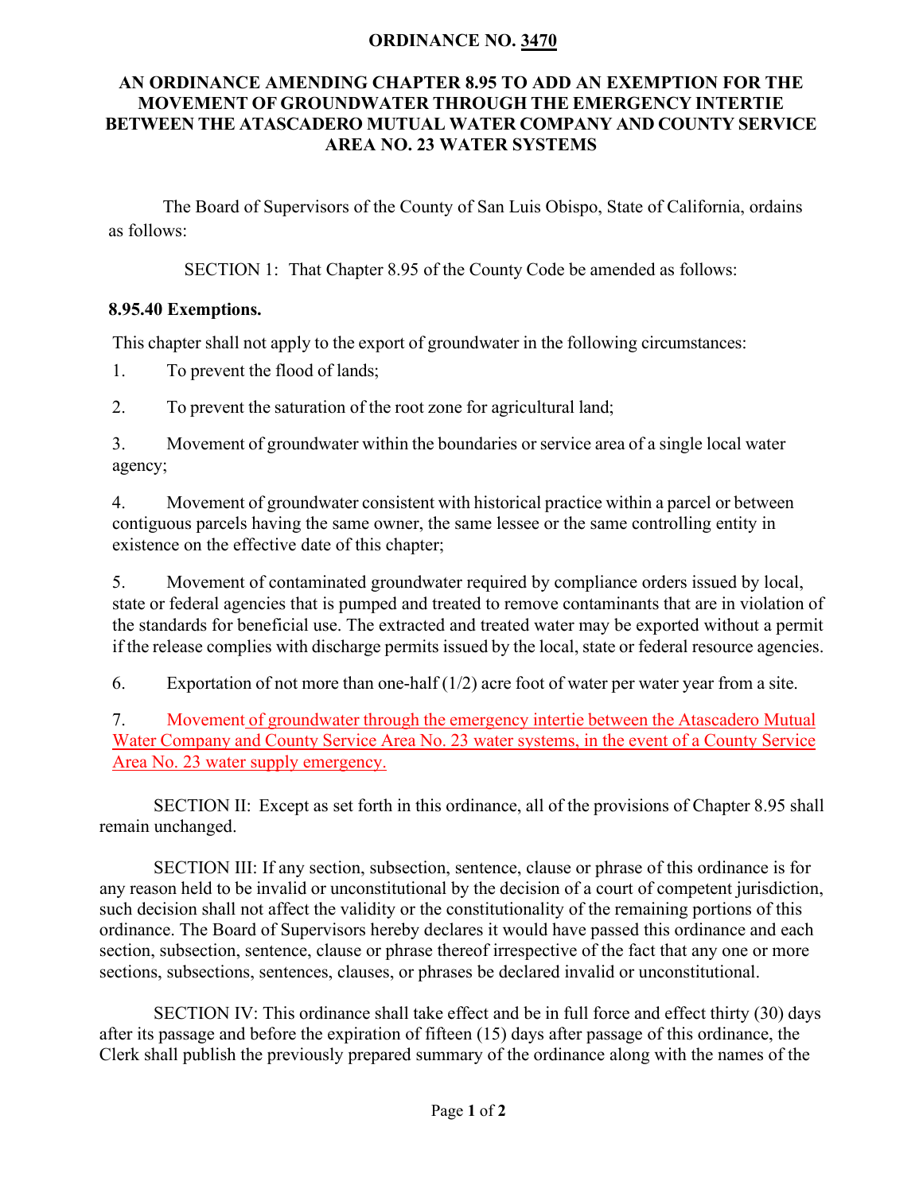# ORDINANCE NO. 3470

## AN ORDINANCE AMENDING CHAPTER 8.95 TO ADD AN EXEMPTION FOR THE MOVEMENT OF GROUNDWATER THROUGH THE EMERGENCY INTERTIE BETWEEN THE ATASCADERO MUTUAL WATER COMPANY AND COUNTY SERVICE AREA NO. 23 WATER SYSTEMS

The Board of Supervisors of the County of San Luis Obispo, State of California, ordains as follows:

SECTION 1: That Chapter 8.95 of the County Code be amended as follows:

**8.95.40 Exemptions.**

This chapter shall not apply to the export of groundwater in the following circumstances:

1. To prevent the flood of lands;

2. To prevent the saturation of the root zone for agricultural land;

3. Movement of groundwater within the boundaries or service area of a single local water agency;

4. Movement of groundwater consistent with historical practice within a parcel or between contiguous parcels having the same owner, the same lessee or the same controlling entity in existence on the effective date of this chapter;

5. Movement of contaminated groundwater required by compliance orders issued by local, state or federal agencies that is pumped and treated to remove contaminants that are in violation of the standards for beneficial use. The extracted and treated water may be exported without a permit if the release complies with discharge permits issued by the local, state or federal resource agencies.

6. Exportation of not more than one-half (1/2) acre foot of water per water year from a site.

7. Movement of groundwater through the emergency intertie between the Atascadero Mutual Water Company and County Service Area No. 23 water systems, in the event of a County Service Area No. 23 water supply emergency.

SECTION II: Except as set forth in this ordinance, all of the provisions of Chapter 8.95 shall remain unchanged.

SECTION III: If any section, subsection, sentence, clause or phrase of this ordinance is for any reason held to be invalid or unconstitutional by the decision of a court of competent jurisdiction, such decision shall not affect the validity or the constitutionality of the remaining portions of this ordinance. The Board of Supervisors hereby declares it would have passed this ordinance and each section, subsection, sentence, clause or phrase thereof irrespective of the fact that any one or more sections, subsections, sentences, clauses, or phrases be declared invalid or unconstitutional.

SECTION IV: This ordinance shall take effect and be in full force and effect thirty (30) days after its passage and before the expiration of fifteen (15) days after passage of this ordinance, the Clerk shall publish the previously prepared summary of the ordinance along with the names of the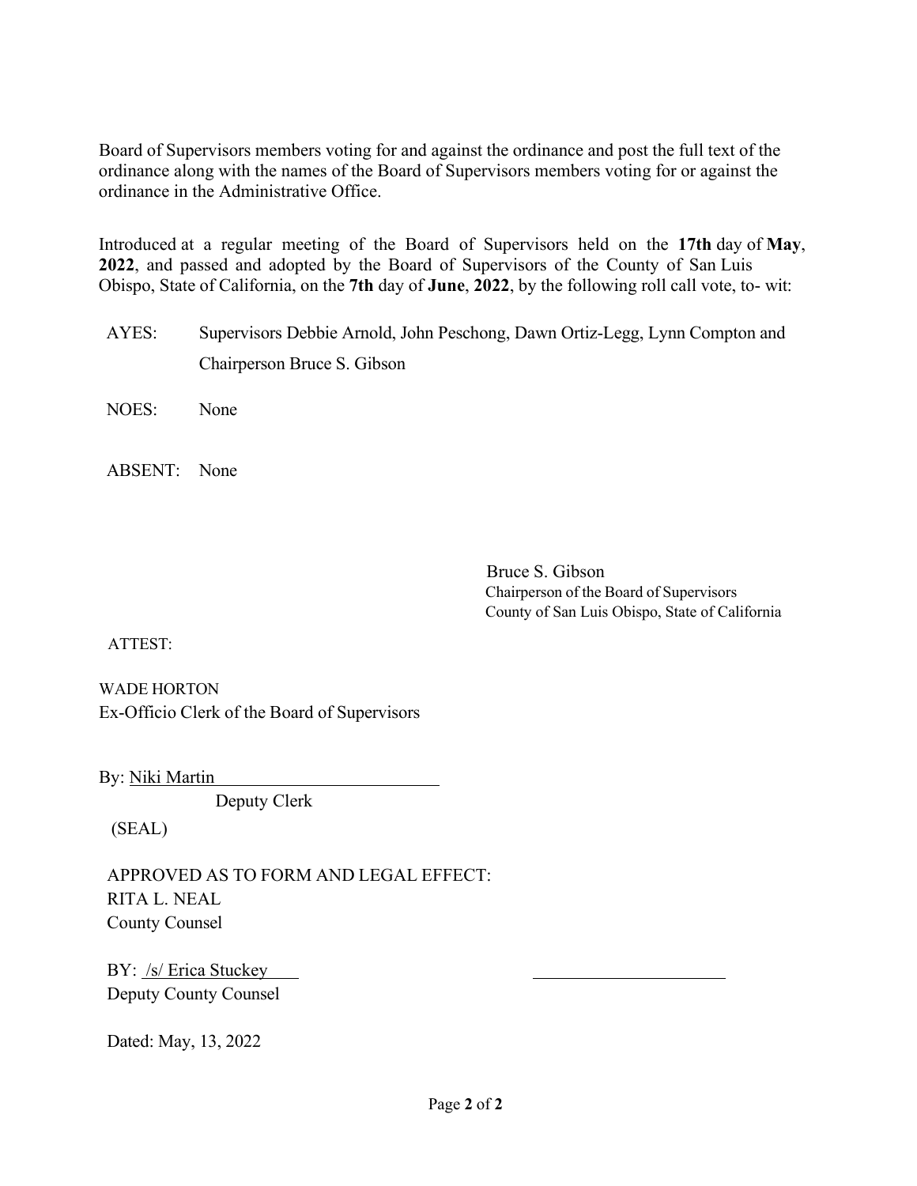Board of Supervisors members voting for and against the ordinance and post the full text of the ordinance along with the names of the Board of Supervisors members voting for or against the ordinance in the Administrative Office.

Introduced at a regular meeting of the Board of Supervisors held on the **17th** day of **May**, **2022**, and passed and adopted by the Board of Supervisors of the County of San Luis Obispo, State of California, on the **7th** day of **June**, **2022**, by the following roll call vote, to- wit:

AYES: Supervisors Debbie Arnold, John Peschong, Dawn Ortiz-Legg, Lynn Compton and Chairperson Bruce S. Gibson

NOES: None

ABSENT: None

Bruce S. Gibson
Chairperson of the Board of Supervisors
County of San Luis Obispo, State of California

ATTEST:

WADE HORTON
Ex-Officio Clerk of the Board of Supervisors

By: Niki Martin
Deputy Clerk

(SEAL)

APPROVED AS TO FORM AND LEGAL EFFECT:
RITA L. NEAL
County Counsel

BY: /s/ Erica Stuckey
Deputy County Counsel

Dated: May, 13, 2022